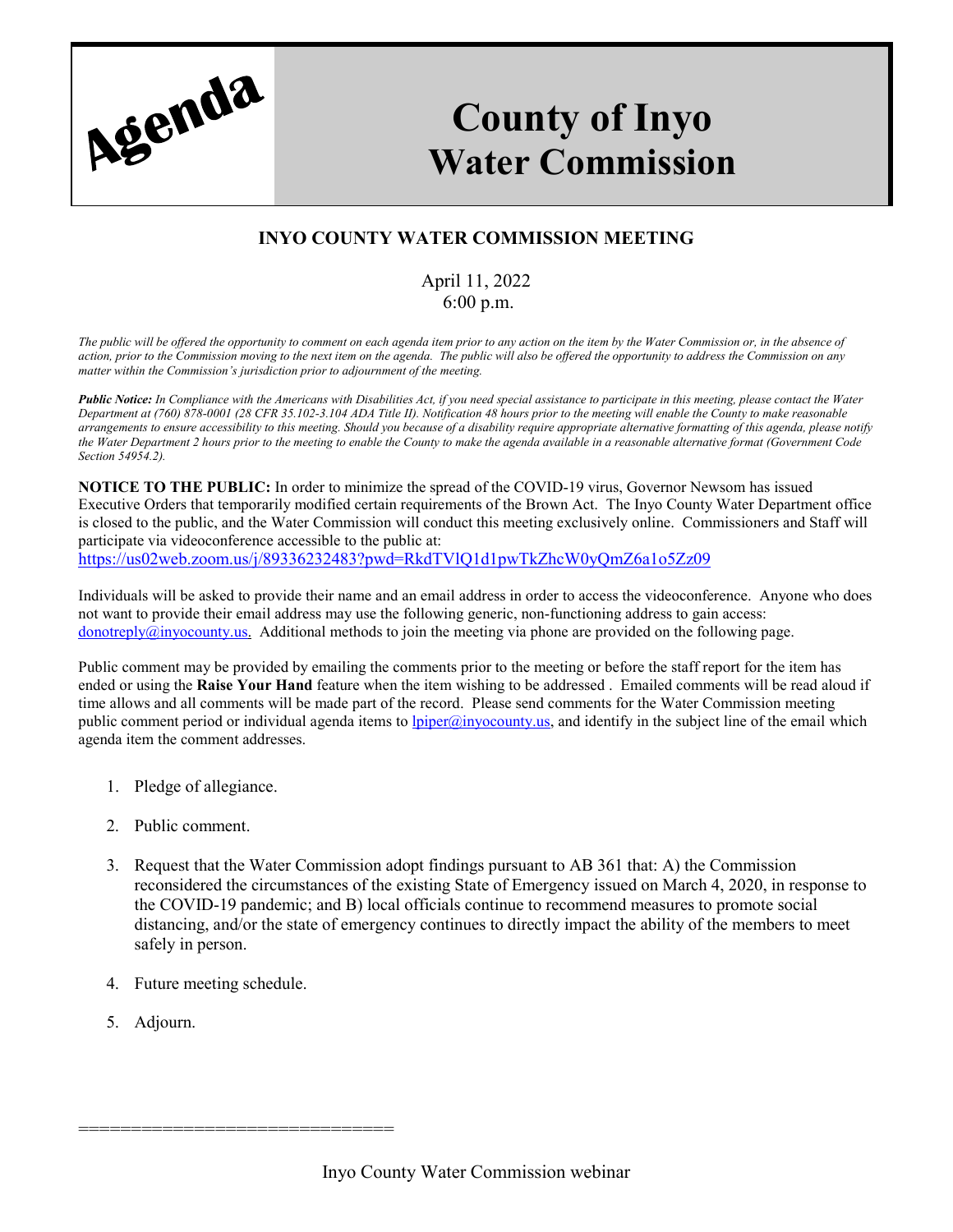# Agenda

# County of Inyo Water Commission

## INYO COUNTY WATER COMMISSION MEETING

April 11, 2022
6:00 p.m.

*The public will be offered the opportunity to comment on each agenda item prior to any action on the item by the Water Commission or, in the absence of action, prior to the Commission moving to the next item on the agenda. The public will also be offered the opportunity to address the Commission on any matter within the Commission's jurisdiction prior to adjournment of the meeting.*

***Public Notice:*** *In Compliance with the Americans with Disabilities Act, if you need special assistance to participate in this meeting, please contact the Water Department at (760) 878-0001 (28 CFR 35.102-3.104 ADA Title II). Notification 48 hours prior to the meeting will enable the County to make reasonable arrangements to ensure accessibility to this meeting. Should you because of a disability require appropriate alternative formatting of this agenda, please notify the Water Department 2 hours prior to the meeting to enable the County to make the agenda available in a reasonable alternative format (Government Code Section 54954.2).*

**NOTICE TO THE PUBLIC:** In order to minimize the spread of the COVID-19 virus, Governor Newsom has issued Executive Orders that temporarily modified certain requirements of the Brown Act. The Inyo County Water Department office is closed to the public, and the Water Commission will conduct this meeting exclusively online. Commissioners and Staff will participate via videoconference accessible to the public at:
https://us02web.zoom.us/j/89336232483?pwd=RkdTVlQ1d1pwTkZhcW0yQmZ6a1o5Zz09

Individuals will be asked to provide their name and an email address in order to access the videoconference. Anyone who does not want to provide their email address may use the following generic, non-functioning address to gain access: donotreply@inyocounty.us. Additional methods to join the meeting via phone are provided on the following page.

Public comment may be provided by emailing the comments prior to the meeting or before the staff report for the item has ended or using the **Raise Your Hand** feature when the item wishing to be addressed . Emailed comments will be read aloud if time allows and all comments will be made part of the record. Please send comments for the Water Commission meeting public comment period or individual agenda items to lpiper@inyocounty.us, and identify in the subject line of the email which agenda item the comment addresses.

1. Pledge of allegiance.
2. Public comment.
3. Request that the Water Commission adopt findings pursuant to AB 361 that: A) the Commission reconsidered the circumstances of the existing State of Emergency issued on March 4, 2020, in response to the COVID-19 pandemic; and B) local officials continue to recommend measures to promote social distancing, and/or the state of emergency continues to directly impact the ability of the members to meet safely in person.
4. Future meeting schedule.
5. Adjourn.

==============================

Inyo County Water Commission webinar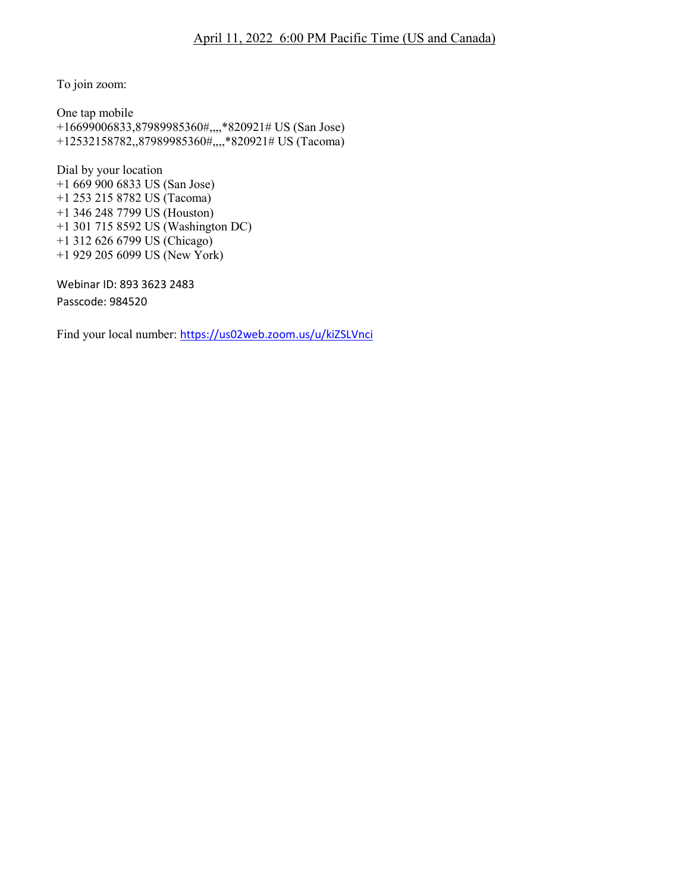April 11, 2022  6:00 PM Pacific Time (US and Canada)

To join zoom:

One tap mobile
+16699006833,87989985360#,,,,*820921# US (San Jose)
+12532158782,,87989985360#,,,,*820921# US (Tacoma)

Dial by your location
+1 669 900 6833 US (San Jose)
+1 253 215 8782 US (Tacoma)
+1 346 248 7799 US (Houston)
+1 301 715 8592 US (Washington DC)
+1 312 626 6799 US (Chicago)
+1 929 205 6099 US (New York)

Webinar ID: 893 3623 2483
Passcode: 984520

Find your local number: https://us02web.zoom.us/u/kiZSLVnci